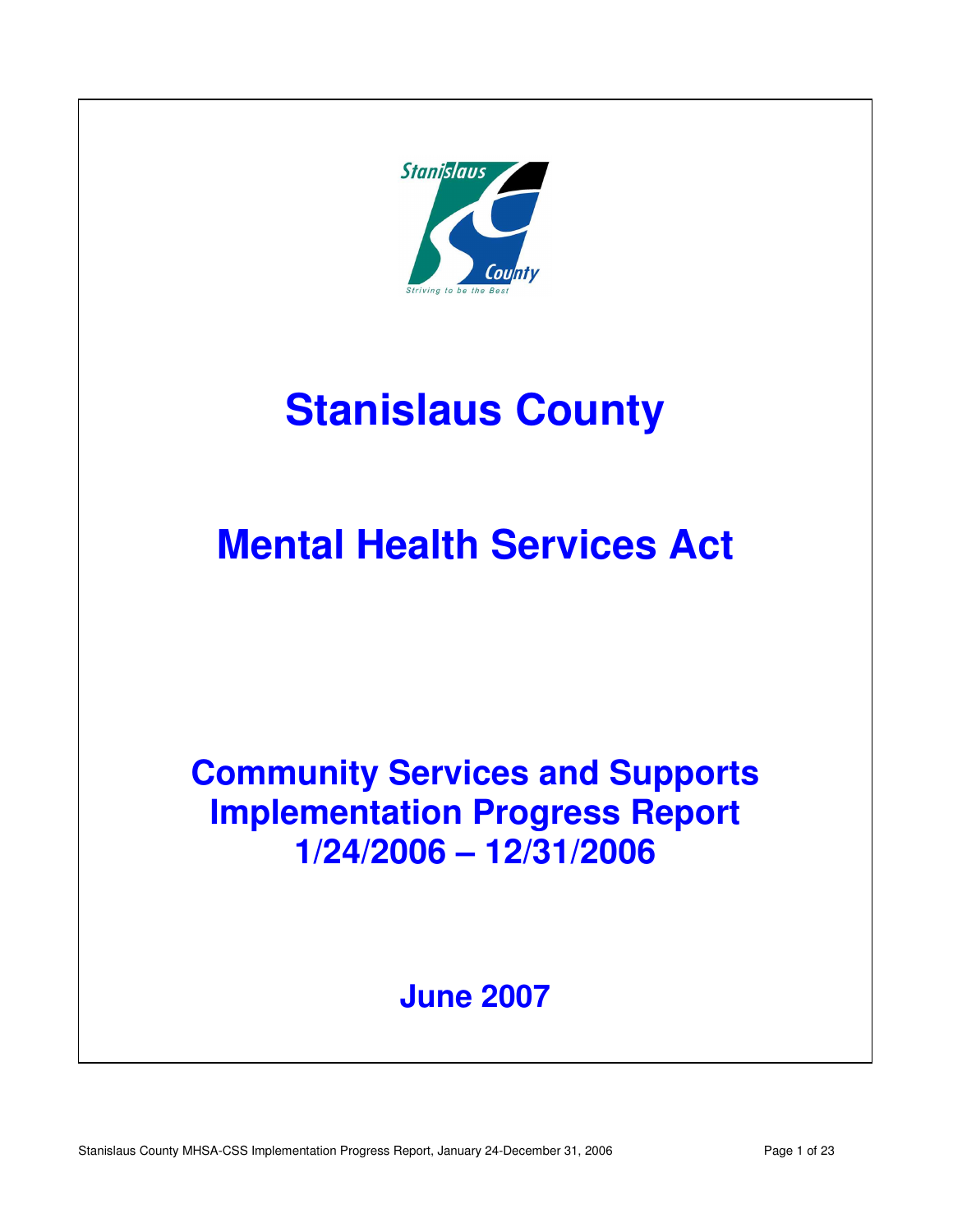# Stanislaus County

# Mental Health Services Act

## Community Services and Supports Implementation Progress Report 1/24/2006 – 12/31/2006

### June 2007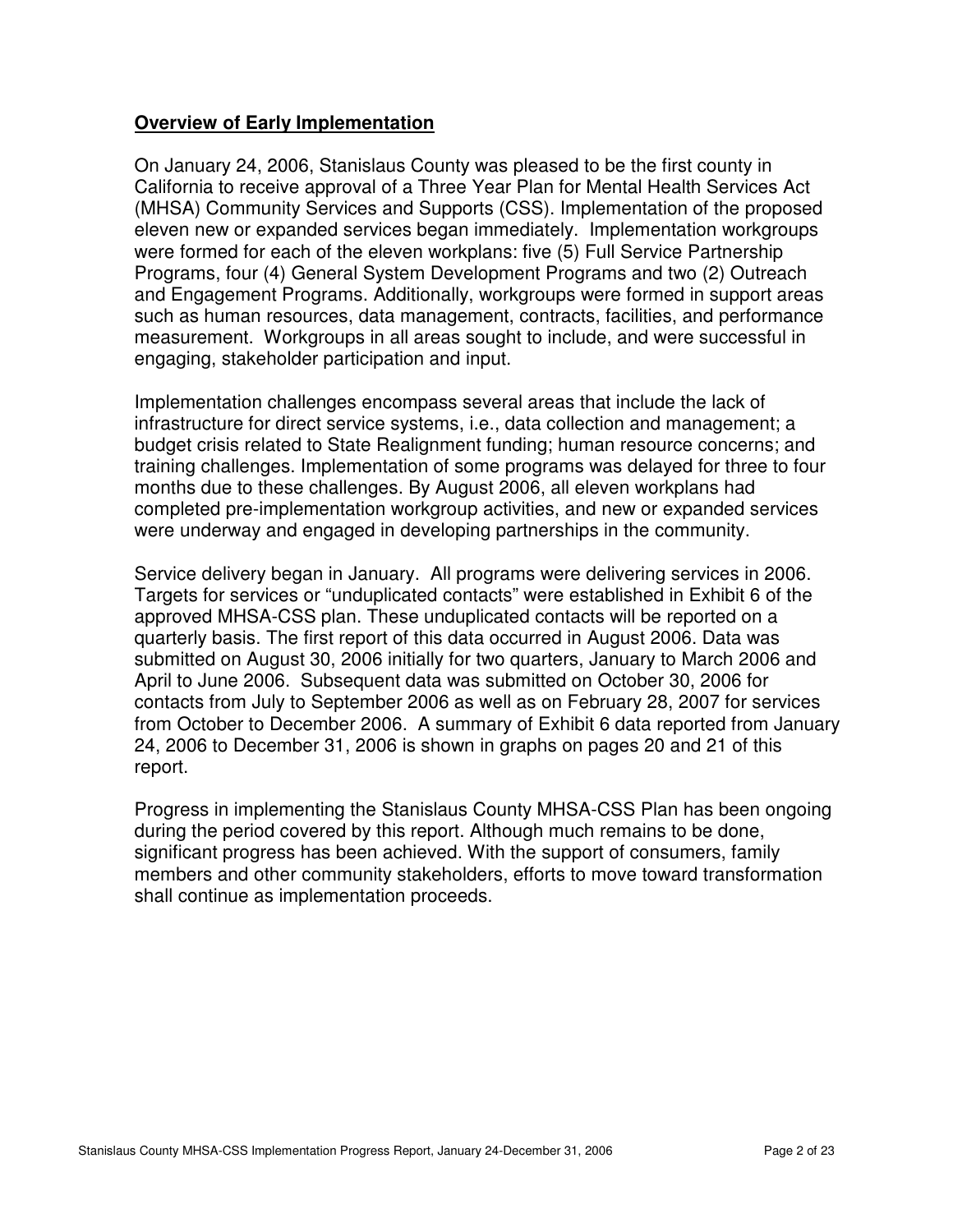## Overview of Early Implementation

On January 24, 2006, Stanislaus County was pleased to be the first county in California to receive approval of a Three Year Plan for Mental Health Services Act (MHSA) Community Services and Supports (CSS). Implementation of the proposed eleven new or expanded services began immediately. Implementation workgroups were formed for each of the eleven workplans: five (5) Full Service Partnership Programs, four (4) General System Development Programs and two (2) Outreach and Engagement Programs. Additionally, workgroups were formed in support areas such as human resources, data management, contracts, facilities, and performance measurement. Workgroups in all areas sought to include, and were successful in engaging, stakeholder participation and input.

Implementation challenges encompass several areas that include the lack of infrastructure for direct service systems, i.e., data collection and management; a budget crisis related to State Realignment funding; human resource concerns; and training challenges. Implementation of some programs was delayed for three to four months due to these challenges. By August 2006, all eleven workplans had completed pre-implementation workgroup activities, and new or expanded services were underway and engaged in developing partnerships in the community.

Service delivery began in January. All programs were delivering services in 2006. Targets for services or "unduplicated contacts" were established in Exhibit 6 of the approved MHSA-CSS plan. These unduplicated contacts will be reported on a quarterly basis. The first report of this data occurred in August 2006. Data was submitted on August 30, 2006 initially for two quarters, January to March 2006 and April to June 2006. Subsequent data was submitted on October 30, 2006 for contacts from July to September 2006 as well as on February 28, 2007 for services from October to December 2006. A summary of Exhibit 6 data reported from January 24, 2006 to December 31, 2006 is shown in graphs on pages 20 and 21 of this report.

Progress in implementing the Stanislaus County MHSA-CSS Plan has been ongoing during the period covered by this report. Although much remains to be done, significant progress has been achieved. With the support of consumers, family members and other community stakeholders, efforts to move toward transformation shall continue as implementation proceeds.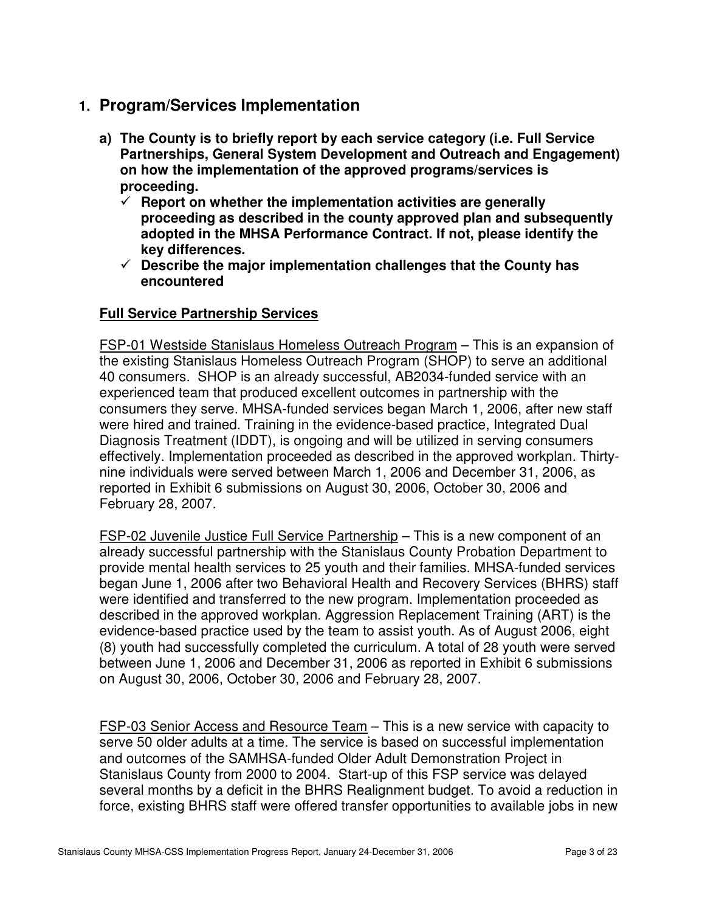# 1. Program/Services Implementation

**a) The County is to briefly report by each service category (i.e. Full Service Partnerships, General System Development and Outreach and Engagement) on how the implementation of the approved programs/services is proceeding.**

- ✓ **Report on whether the implementation activities are generally proceeding as described in the county approved plan and subsequently adopted in the MHSA Performance Contract. If not, please identify the key differences.**
- ✓ **Describe the major implementation challenges that the County has encountered**

## Full Service Partnership Services

FSP-01 Westside Stanislaus Homeless Outreach Program – This is an expansion of the existing Stanislaus Homeless Outreach Program (SHOP) to serve an additional 40 consumers. SHOP is an already successful, AB2034-funded service with an experienced team that produced excellent outcomes in partnership with the consumers they serve. MHSA-funded services began March 1, 2006, after new staff were hired and trained. Training in the evidence-based practice, Integrated Dual Diagnosis Treatment (IDDT), is ongoing and will be utilized in serving consumers effectively. Implementation proceeded as described in the approved workplan. Thirty-nine individuals were served between March 1, 2006 and December 31, 2006, as reported in Exhibit 6 submissions on August 30, 2006, October 30, 2006 and February 28, 2007.

FSP-02 Juvenile Justice Full Service Partnership – This is a new component of an already successful partnership with the Stanislaus County Probation Department to provide mental health services to 25 youth and their families. MHSA-funded services began June 1, 2006 after two Behavioral Health and Recovery Services (BHRS) staff were identified and transferred to the new program. Implementation proceeded as described in the approved workplan. Aggression Replacement Training (ART) is the evidence-based practice used by the team to assist youth. As of August 2006, eight (8) youth had successfully completed the curriculum. A total of 28 youth were served between June 1, 2006 and December 31, 2006 as reported in Exhibit 6 submissions on August 30, 2006, October 30, 2006 and February 28, 2007.

FSP-03 Senior Access and Resource Team – This is a new service with capacity to serve 50 older adults at a time. The service is based on successful implementation and outcomes of the SAMHSA-funded Older Adult Demonstration Project in Stanislaus County from 2000 to 2004. Start-up of this FSP service was delayed several months by a deficit in the BHRS Realignment budget. To avoid a reduction in force, existing BHRS staff were offered transfer opportunities to available jobs in new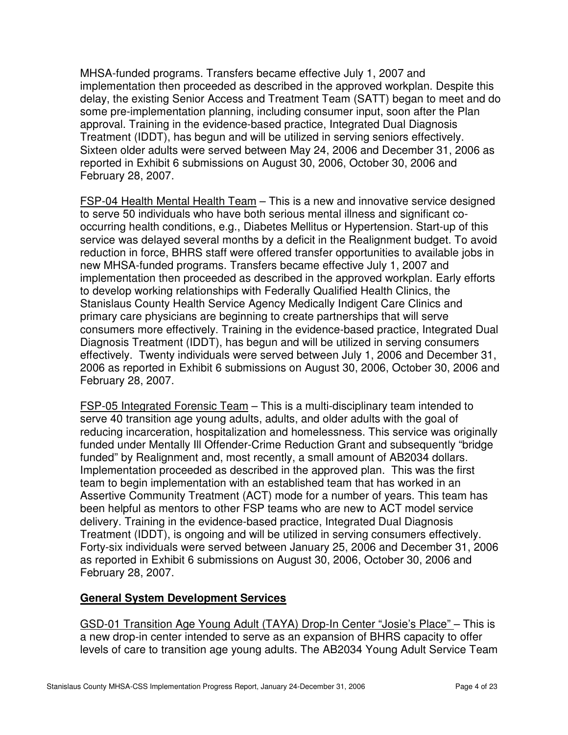MHSA-funded programs. Transfers became effective July 1, 2007 and implementation then proceeded as described in the approved workplan. Despite this delay, the existing Senior Access and Treatment Team (SATT) began to meet and do some pre-implementation planning, including consumer input, soon after the Plan approval. Training in the evidence-based practice, Integrated Dual Diagnosis Treatment (IDDT), has begun and will be utilized in serving seniors effectively. Sixteen older adults were served between May 24, 2006 and December 31, 2006 as reported in Exhibit 6 submissions on August 30, 2006, October 30, 2006 and February 28, 2007.

<u>FSP-04 Health Mental Health Team</u> – This is a new and innovative service designed to serve 50 individuals who have both serious mental illness and significant co-occurring health conditions, e.g., Diabetes Mellitus or Hypertension. Start-up of this service was delayed several months by a deficit in the Realignment budget. To avoid reduction in force, BHRS staff were offered transfer opportunities to available jobs in new MHSA-funded programs. Transfers became effective July 1, 2007 and implementation then proceeded as described in the approved workplan. Early efforts to develop working relationships with Federally Qualified Health Clinics, the Stanislaus County Health Service Agency Medically Indigent Care Clinics and primary care physicians are beginning to create partnerships that will serve consumers more effectively. Training in the evidence-based practice, Integrated Dual Diagnosis Treatment (IDDT), has begun and will be utilized in serving consumers effectively. Twenty individuals were served between July 1, 2006 and December 31, 2006 as reported in Exhibit 6 submissions on August 30, 2006, October 30, 2006 and February 28, 2007.

<u>FSP-05 Integrated Forensic Team</u> – This is a multi-disciplinary team intended to serve 40 transition age young adults, adults, and older adults with the goal of reducing incarceration, hospitalization and homelessness. This service was originally funded under Mentally Ill Offender-Crime Reduction Grant and subsequently "bridge funded" by Realignment and, most recently, a small amount of AB2034 dollars. Implementation proceeded as described in the approved plan. This was the first team to begin implementation with an established team that has worked in an Assertive Community Treatment (ACT) mode for a number of years. This team has been helpful as mentors to other FSP teams who are new to ACT model service delivery. Training in the evidence-based practice, Integrated Dual Diagnosis Treatment (IDDT), is ongoing and will be utilized in serving consumers effectively. Forty-six individuals were served between January 25, 2006 and December 31, 2006 as reported in Exhibit 6 submissions on August 30, 2006, October 30, 2006 and February 28, 2007.

## General System Development Services

<u>GSD-01 Transition Age Young Adult (TAYA) Drop-In Center "Josie's Place"</u> – This is a new drop-in center intended to serve as an expansion of BHRS capacity to offer levels of care to transition age young adults. The AB2034 Young Adult Service Team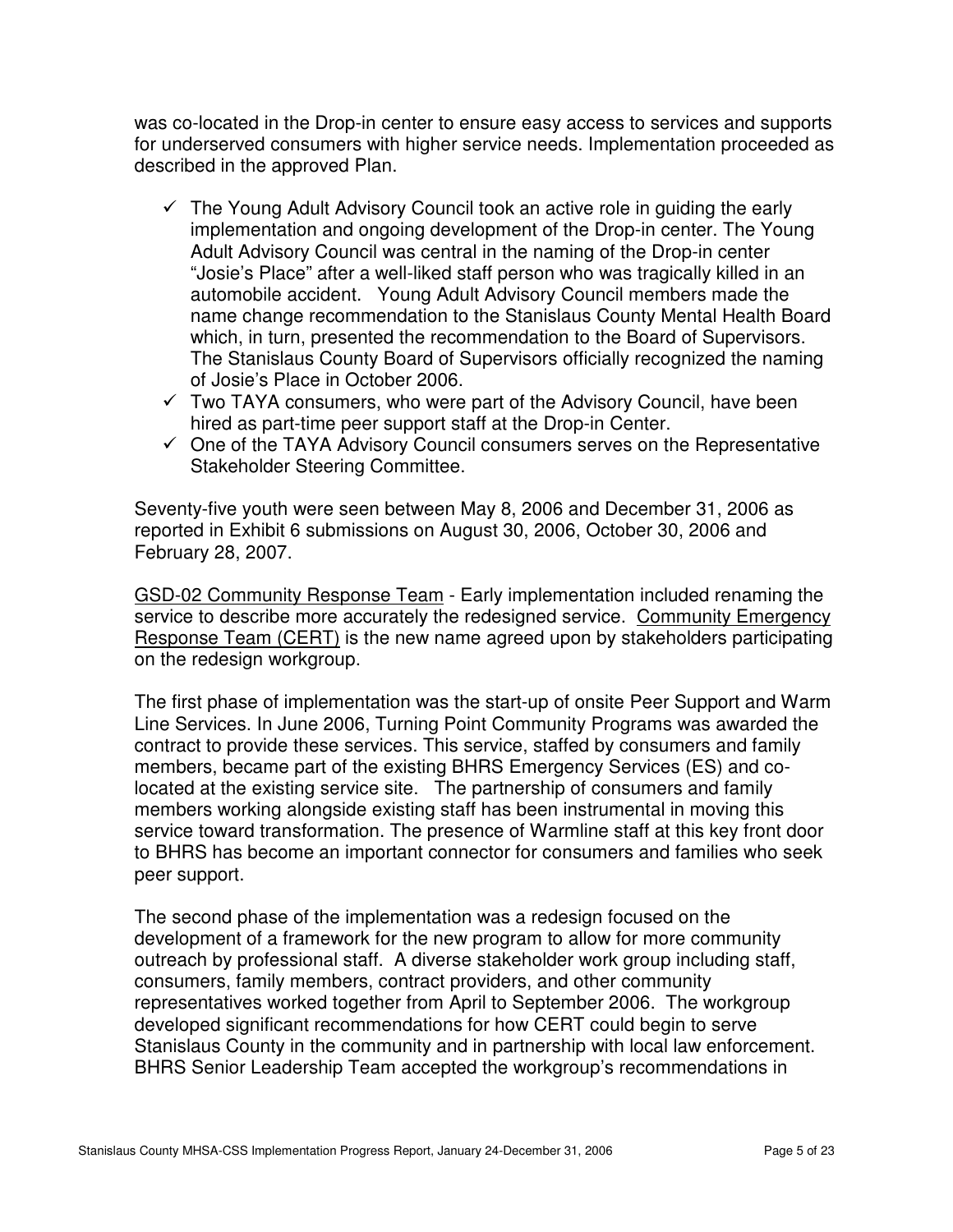was co-located in the Drop-in center to ensure easy access to services and supports for underserved consumers with higher service needs. Implementation proceeded as described in the approved Plan.

- ✓ The Young Adult Advisory Council took an active role in guiding the early implementation and ongoing development of the Drop-in center. The Young Adult Advisory Council was central in the naming of the Drop-in center "Josie's Place" after a well-liked staff person who was tragically killed in an automobile accident. Young Adult Advisory Council members made the name change recommendation to the Stanislaus County Mental Health Board which, in turn, presented the recommendation to the Board of Supervisors. The Stanislaus County Board of Supervisors officially recognized the naming of Josie's Place in October 2006.
- ✓ Two TAYA consumers, who were part of the Advisory Council, have been hired as part-time peer support staff at the Drop-in Center.
- ✓ One of the TAYA Advisory Council consumers serves on the Representative Stakeholder Steering Committee.

Seventy-five youth were seen between May 8, 2006 and December 31, 2006 as reported in Exhibit 6 submissions on August 30, 2006, October 30, 2006 and February 28, 2007.

<u>GSD-02 Community Response Team</u> - Early implementation included renaming the service to describe more accurately the redesigned service. <u>Community Emergency Response Team (CERT)</u> is the new name agreed upon by stakeholders participating on the redesign workgroup.

The first phase of implementation was the start-up of onsite Peer Support and Warm Line Services. In June 2006, Turning Point Community Programs was awarded the contract to provide these services. This service, staffed by consumers and family members, became part of the existing BHRS Emergency Services (ES) and co-located at the existing service site. The partnership of consumers and family members working alongside existing staff has been instrumental in moving this service toward transformation. The presence of Warmline staff at this key front door to BHRS has become an important connector for consumers and families who seek peer support.

The second phase of the implementation was a redesign focused on the development of a framework for the new program to allow for more community outreach by professional staff. A diverse stakeholder work group including staff, consumers, family members, contract providers, and other community representatives worked together from April to September 2006. The workgroup developed significant recommendations for how CERT could begin to serve Stanislaus County in the community and in partnership with local law enforcement. BHRS Senior Leadership Team accepted the workgroup's recommendations in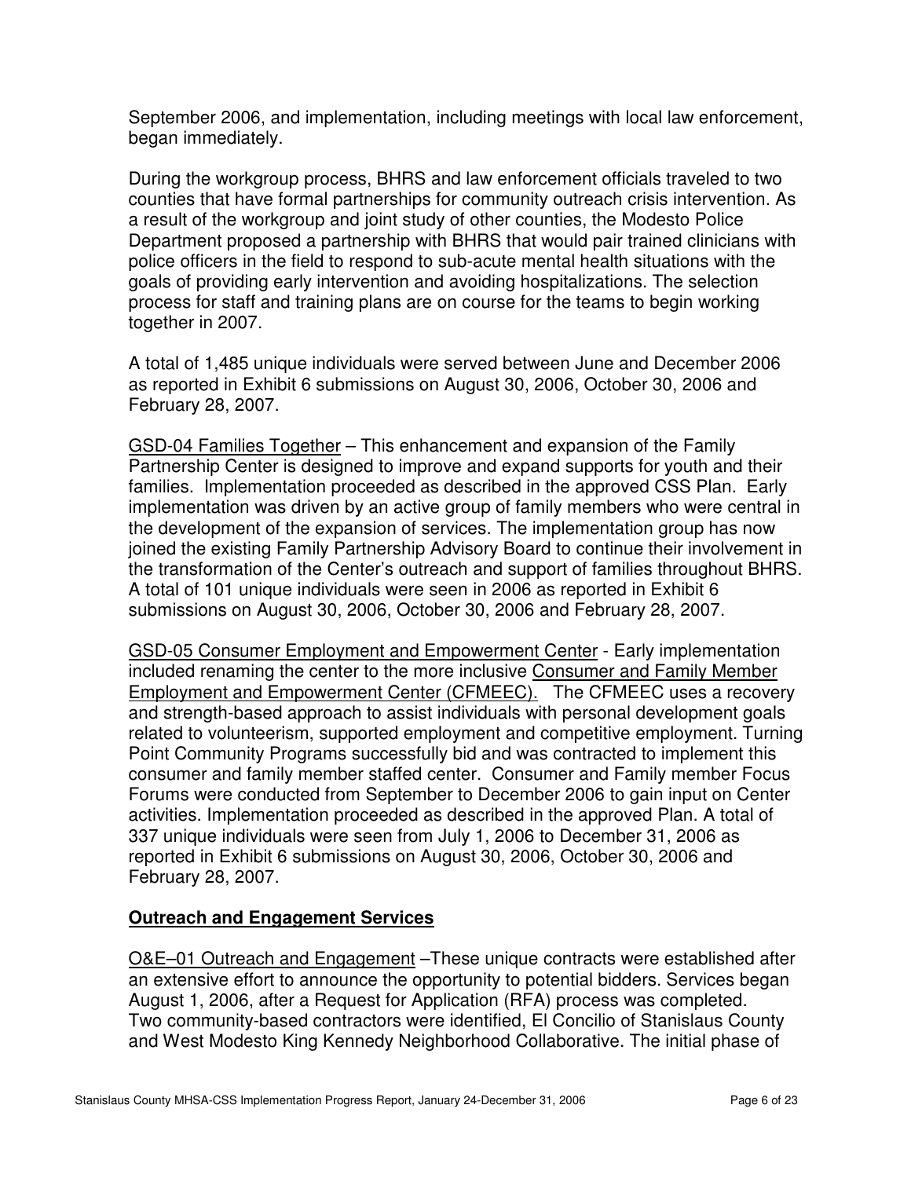September 2006, and implementation, including meetings with local law enforcement, began immediately.

During the workgroup process, BHRS and law enforcement officials traveled to two counties that have formal partnerships for community outreach crisis intervention. As a result of the workgroup and joint study of other counties, the Modesto Police Department proposed a partnership with BHRS that would pair trained clinicians with police officers in the field to respond to sub-acute mental health situations with the goals of providing early intervention and avoiding hospitalizations. The selection process for staff and training plans are on course for the teams to begin working together in 2007.

A total of 1,485 unique individuals were served between June and December 2006 as reported in Exhibit 6 submissions on August 30, 2006, October 30, 2006 and February 28, 2007.

<u>GSD-04 Families Together</u> – This enhancement and expansion of the Family Partnership Center is designed to improve and expand supports for youth and their families. Implementation proceeded as described in the approved CSS Plan. Early implementation was driven by an active group of family members who were central in the development of the expansion of services. The implementation group has now joined the existing Family Partnership Advisory Board to continue their involvement in the transformation of the Center's outreach and support of families throughout BHRS. A total of 101 unique individuals were seen in 2006 as reported in Exhibit 6 submissions on August 30, 2006, October 30, 2006 and February 28, 2007.

<u>GSD-05 Consumer Employment and Empowerment Center</u> - Early implementation included renaming the center to the more inclusive <u>Consumer and Family Member Employment and Empowerment Center (CFMEEC).</u> The CFMEEC uses a recovery and strength-based approach to assist individuals with personal development goals related to volunteerism, supported employment and competitive employment. Turning Point Community Programs successfully bid and was contracted to implement this consumer and family member staffed center. Consumer and Family member Focus Forums were conducted from September to December 2006 to gain input on Center activities. Implementation proceeded as described in the approved Plan. A total of 337 unique individuals were seen from July 1, 2006 to December 31, 2006 as reported in Exhibit 6 submissions on August 30, 2006, October 30, 2006 and February 28, 2007.

## **<u>Outreach and Engagement Services</u>**

<u>O&E–01 Outreach and Engagement</u> –These unique contracts were established after an extensive effort to announce the opportunity to potential bidders. Services began August 1, 2006, after a Request for Application (RFA) process was completed. Two community-based contractors were identified, El Concilio of Stanislaus County and West Modesto King Kennedy Neighborhood Collaborative. The initial phase of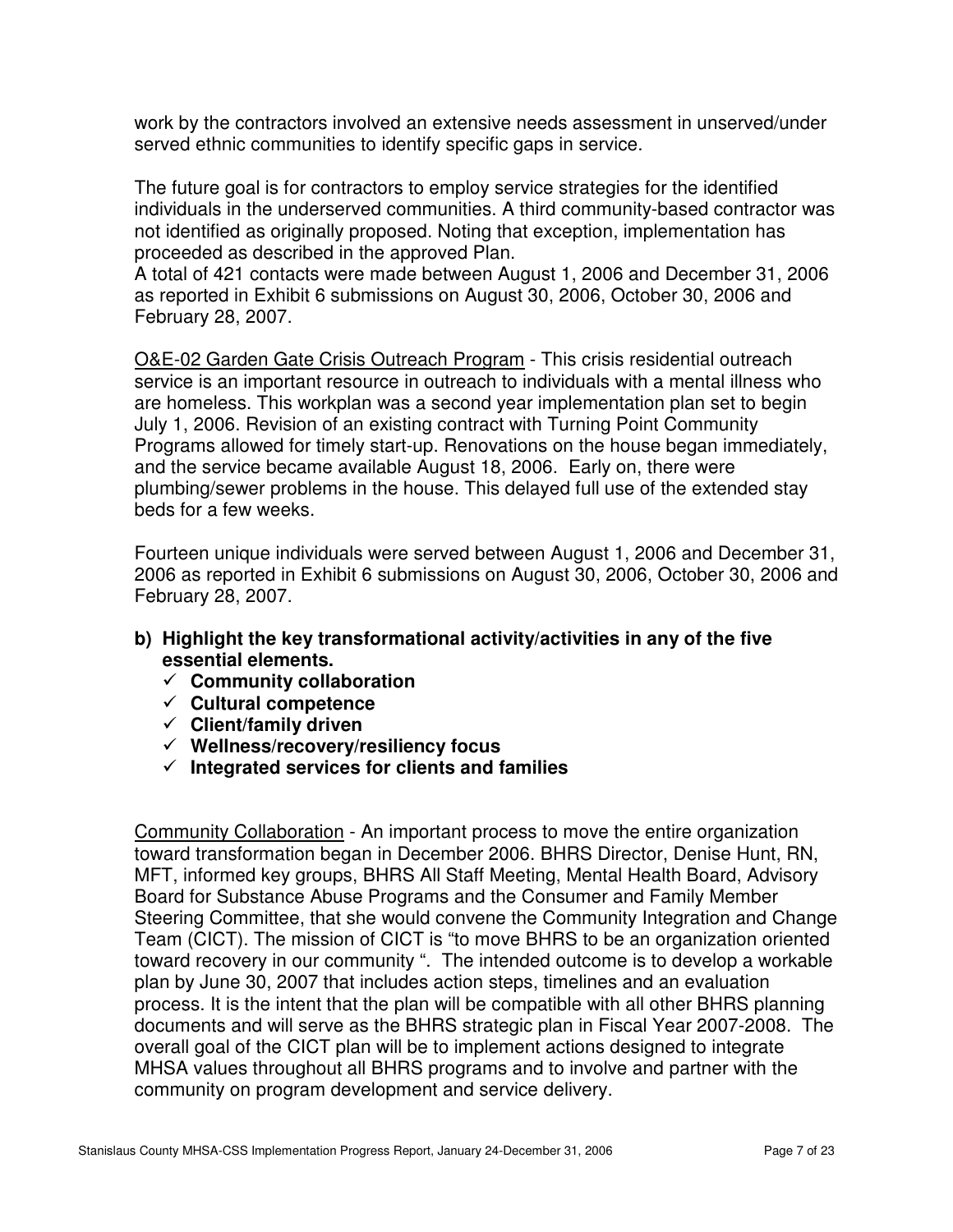work by the contractors involved an extensive needs assessment in unserved/under served ethnic communities to identify specific gaps in service.

The future goal is for contractors to employ service strategies for the identified individuals in the underserved communities. A third community-based contractor was not identified as originally proposed. Noting that exception, implementation has proceeded as described in the approved Plan.
A total of 421 contacts were made between August 1, 2006 and December 31, 2006 as reported in Exhibit 6 submissions on August 30, 2006, October 30, 2006 and February 28, 2007.

<u>O&E-02 Garden Gate Crisis Outreach Program</u> - This crisis residential outreach service is an important resource in outreach to individuals with a mental illness who are homeless. This workplan was a second year implementation plan set to begin July 1, 2006. Revision of an existing contract with Turning Point Community Programs allowed for timely start-up. Renovations on the house began immediately, and the service became available August 18, 2006. Early on, there were plumbing/sewer problems in the house. This delayed full use of the extended stay beds for a few weeks.

Fourteen unique individuals were served between August 1, 2006 and December 31, 2006 as reported in Exhibit 6 submissions on August 30, 2006, October 30, 2006 and February 28, 2007.

**b) Highlight the key transformational activity/activities in any of the five essential elements.**

- ✓ **Community collaboration**
- ✓ **Cultural competence**
- ✓ **Client/family driven**
- ✓ **Wellness/recovery/resiliency focus**
- ✓ **Integrated services for clients and families**

<u>Community Collaboration</u> - An important process to move the entire organization toward transformation began in December 2006. BHRS Director, Denise Hunt, RN, MFT, informed key groups, BHRS All Staff Meeting, Mental Health Board, Advisory Board for Substance Abuse Programs and the Consumer and Family Member Steering Committee, that she would convene the Community Integration and Change Team (CICT). The mission of CICT is "to move BHRS to be an organization oriented toward recovery in our community ". The intended outcome is to develop a workable plan by June 30, 2007 that includes action steps, timelines and an evaluation process. It is the intent that the plan will be compatible with all other BHRS planning documents and will serve as the BHRS strategic plan in Fiscal Year 2007-2008. The overall goal of the CICT plan will be to implement actions designed to integrate MHSA values throughout all BHRS programs and to involve and partner with the community on program development and service delivery.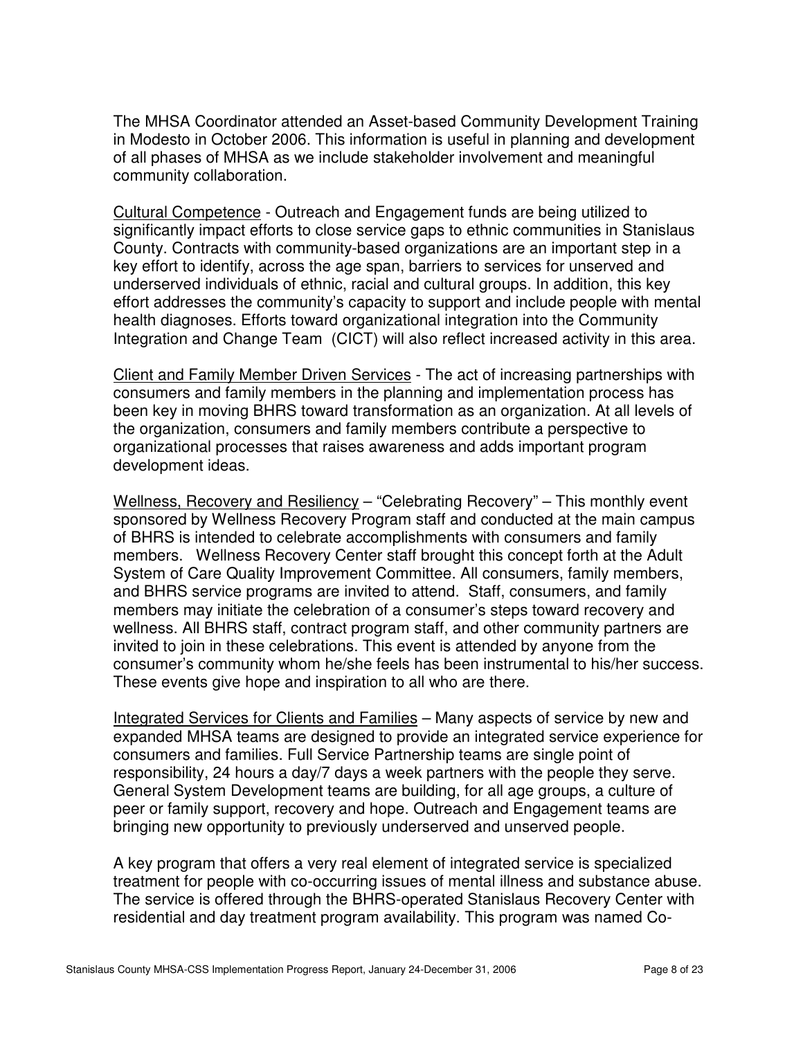The MHSA Coordinator attended an Asset-based Community Development Training in Modesto in October 2006. This information is useful in planning and development of all phases of MHSA as we include stakeholder involvement and meaningful community collaboration.

<u>Cultural Competence</u> - Outreach and Engagement funds are being utilized to significantly impact efforts to close service gaps to ethnic communities in Stanislaus County. Contracts with community-based organizations are an important step in a key effort to identify, across the age span, barriers to services for unserved and underserved individuals of ethnic, racial and cultural groups. In addition, this key effort addresses the community's capacity to support and include people with mental health diagnoses. Efforts toward organizational integration into the Community Integration and Change Team (CICT) will also reflect increased activity in this area.

<u>Client and Family Member Driven Services</u> - The act of increasing partnerships with consumers and family members in the planning and implementation process has been key in moving BHRS toward transformation as an organization. At all levels of the organization, consumers and family members contribute a perspective to organizational processes that raises awareness and adds important program development ideas.

<u>Wellness, Recovery and Resiliency</u> – "Celebrating Recovery" – This monthly event sponsored by Wellness Recovery Program staff and conducted at the main campus of BHRS is intended to celebrate accomplishments with consumers and family members. Wellness Recovery Center staff brought this concept forth at the Adult System of Care Quality Improvement Committee. All consumers, family members, and BHRS service programs are invited to attend. Staff, consumers, and family members may initiate the celebration of a consumer's steps toward recovery and wellness. All BHRS staff, contract program staff, and other community partners are invited to join in these celebrations. This event is attended by anyone from the consumer's community whom he/she feels has been instrumental to his/her success. These events give hope and inspiration to all who are there.

<u>Integrated Services for Clients and Families</u> – Many aspects of service by new and expanded MHSA teams are designed to provide an integrated service experience for consumers and families. Full Service Partnership teams are single point of responsibility, 24 hours a day/7 days a week partners with the people they serve. General System Development teams are building, for all age groups, a culture of peer or family support, recovery and hope. Outreach and Engagement teams are bringing new opportunity to previously underserved and unserved people.

A key program that offers a very real element of integrated service is specialized treatment for people with co-occurring issues of mental illness and substance abuse. The service is offered through the BHRS-operated Stanislaus Recovery Center with residential and day treatment program availability. This program was named Co-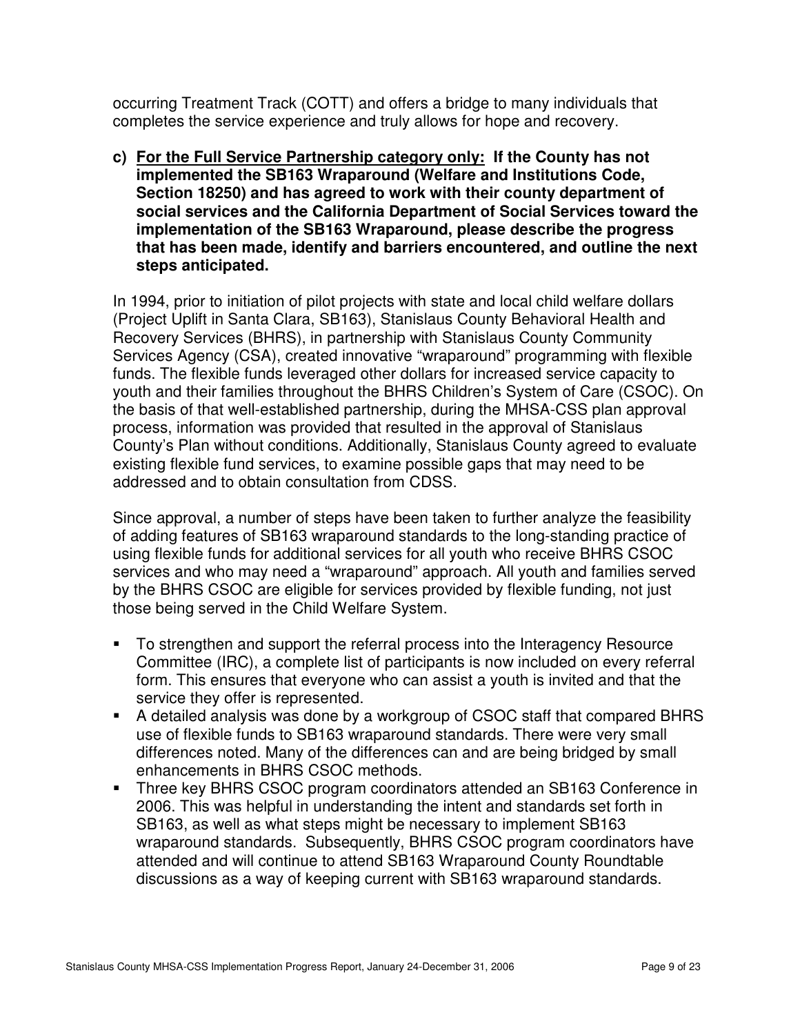occurring Treatment Track (COTT) and offers a bridge to many individuals that completes the service experience and truly allows for hope and recovery.

**c) <u>For the Full Service Partnership category only:</u> If the County has not implemented the SB163 Wraparound (Welfare and Institutions Code, Section 18250) and has agreed to work with their county department of social services and the California Department of Social Services toward the implementation of the SB163 Wraparound, please describe the progress that has been made, identify and barriers encountered, and outline the next steps anticipated.**

In 1994, prior to initiation of pilot projects with state and local child welfare dollars (Project Uplift in Santa Clara, SB163), Stanislaus County Behavioral Health and Recovery Services (BHRS), in partnership with Stanislaus County Community Services Agency (CSA), created innovative "wraparound" programming with flexible funds. The flexible funds leveraged other dollars for increased service capacity to youth and their families throughout the BHRS Children's System of Care (CSOC). On the basis of that well-established partnership, during the MHSA-CSS plan approval process, information was provided that resulted in the approval of Stanislaus County's Plan without conditions. Additionally, Stanislaus County agreed to evaluate existing flexible fund services, to examine possible gaps that may need to be addressed and to obtain consultation from CDSS.

Since approval, a number of steps have been taken to further analyze the feasibility of adding features of SB163 wraparound standards to the long-standing practice of using flexible funds for additional services for all youth who receive BHRS CSOC services and who may need a "wraparound" approach. All youth and families served by the BHRS CSOC are eligible for services provided by flexible funding, not just those being served in the Child Welfare System.

- To strengthen and support the referral process into the Interagency Resource Committee (IRC), a complete list of participants is now included on every referral form. This ensures that everyone who can assist a youth is invited and that the service they offer is represented.
- A detailed analysis was done by a workgroup of CSOC staff that compared BHRS use of flexible funds to SB163 wraparound standards. There were very small differences noted. Many of the differences can and are being bridged by small enhancements in BHRS CSOC methods.
- Three key BHRS CSOC program coordinators attended an SB163 Conference in 2006. This was helpful in understanding the intent and standards set forth in SB163, as well as what steps might be necessary to implement SB163 wraparound standards. Subsequently, BHRS CSOC program coordinators have attended and will continue to attend SB163 Wraparound County Roundtable discussions as a way of keeping current with SB163 wraparound standards.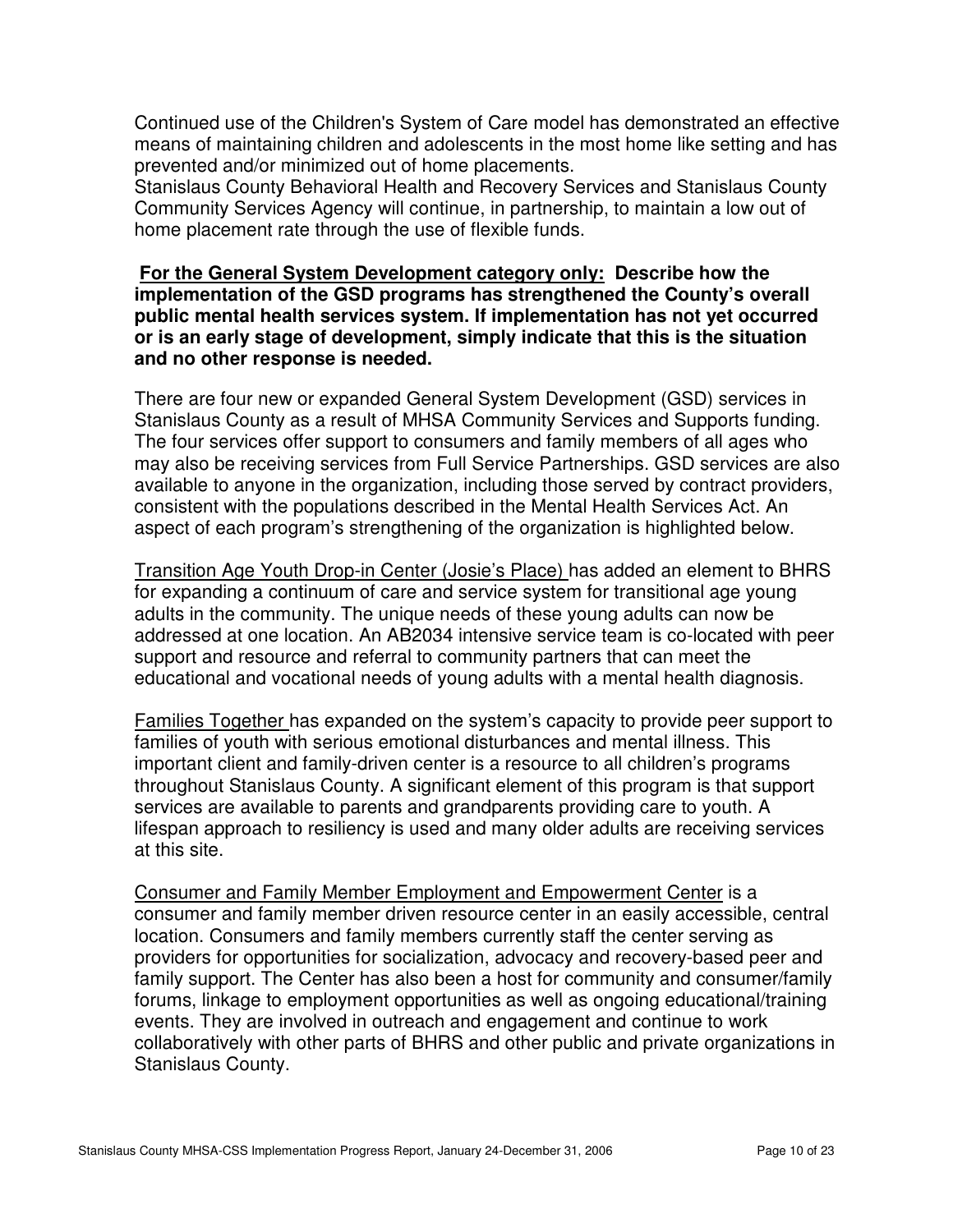Continued use of the Children's System of Care model has demonstrated an effective means of maintaining children and adolescents in the most home like setting and has prevented and/or minimized out of home placements.
Stanislaus County Behavioral Health and Recovery Services and Stanislaus County Community Services Agency will continue, in partnership, to maintain a low out of home placement rate through the use of flexible funds.

**<u>For the General System Development category only:</u> Describe how the implementation of the GSD programs has strengthened the County's overall public mental health services system. If implementation has not yet occurred or is an early stage of development, simply indicate that this is the situation and no other response is needed.**

There are four new or expanded General System Development (GSD) services in Stanislaus County as a result of MHSA Community Services and Supports funding. The four services offer support to consumers and family members of all ages who may also be receiving services from Full Service Partnerships. GSD services are also available to anyone in the organization, including those served by contract providers, consistent with the populations described in the Mental Health Services Act. An aspect of each program's strengthening of the organization is highlighted below.

<u>Transition Age Youth Drop-in Center (Josie's Place)</u> has added an element to BHRS for expanding a continuum of care and service system for transitional age young adults in the community. The unique needs of these young adults can now be addressed at one location. An AB2034 intensive service team is co-located with peer support and resource and referral to community partners that can meet the educational and vocational needs of young adults with a mental health diagnosis.

<u>Families Together</u> has expanded on the system's capacity to provide peer support to families of youth with serious emotional disturbances and mental illness. This important client and family-driven center is a resource to all children's programs throughout Stanislaus County. A significant element of this program is that support services are available to parents and grandparents providing care to youth. A lifespan approach to resiliency is used and many older adults are receiving services at this site.

<u>Consumer and Family Member Employment and Empowerment Center</u> is a consumer and family member driven resource center in an easily accessible, central location. Consumers and family members currently staff the center serving as providers for opportunities for socialization, advocacy and recovery-based peer and family support. The Center has also been a host for community and consumer/family forums, linkage to employment opportunities as well as ongoing educational/training events. They are involved in outreach and engagement and continue to work collaboratively with other parts of BHRS and other public and private organizations in Stanislaus County.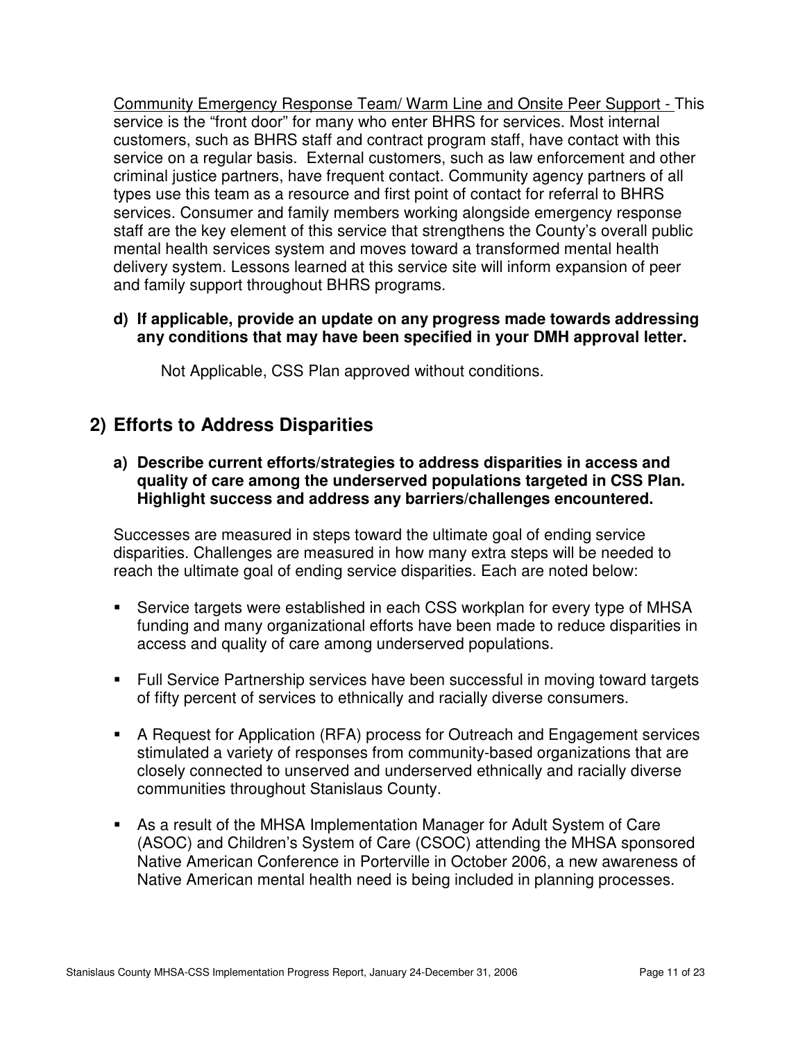Community Emergency Response Team/ Warm Line and Onsite Peer Support - This service is the "front door" for many who enter BHRS for services. Most internal customers, such as BHRS staff and contract program staff, have contact with this service on a regular basis. External customers, such as law enforcement and other criminal justice partners, have frequent contact. Community agency partners of all types use this team as a resource and first point of contact for referral to BHRS services. Consumer and family members working alongside emergency response staff are the key element of this service that strengthens the County's overall public mental health services system and moves toward a transformed mental health delivery system. Lessons learned at this service site will inform expansion of peer and family support throughout BHRS programs.

**d) If applicable, provide an update on any progress made towards addressing any conditions that may have been specified in your DMH approval letter.**

Not Applicable, CSS Plan approved without conditions.

## 2) Efforts to Address Disparities

**a) Describe current efforts/strategies to address disparities in access and quality of care among the underserved populations targeted in CSS Plan. Highlight success and address any barriers/challenges encountered.**

Successes are measured in steps toward the ultimate goal of ending service disparities. Challenges are measured in how many extra steps will be needed to reach the ultimate goal of ending service disparities. Each are noted below:

- Service targets were established in each CSS workplan for every type of MHSA funding and many organizational efforts have been made to reduce disparities in access and quality of care among underserved populations.
- Full Service Partnership services have been successful in moving toward targets of fifty percent of services to ethnically and racially diverse consumers.
- A Request for Application (RFA) process for Outreach and Engagement services stimulated a variety of responses from community-based organizations that are closely connected to unserved and underserved ethnically and racially diverse communities throughout Stanislaus County.
- As a result of the MHSA Implementation Manager for Adult System of Care (ASOC) and Children's System of Care (CSOC) attending the MHSA sponsored Native American Conference in Porterville in October 2006, a new awareness of Native American mental health need is being included in planning processes.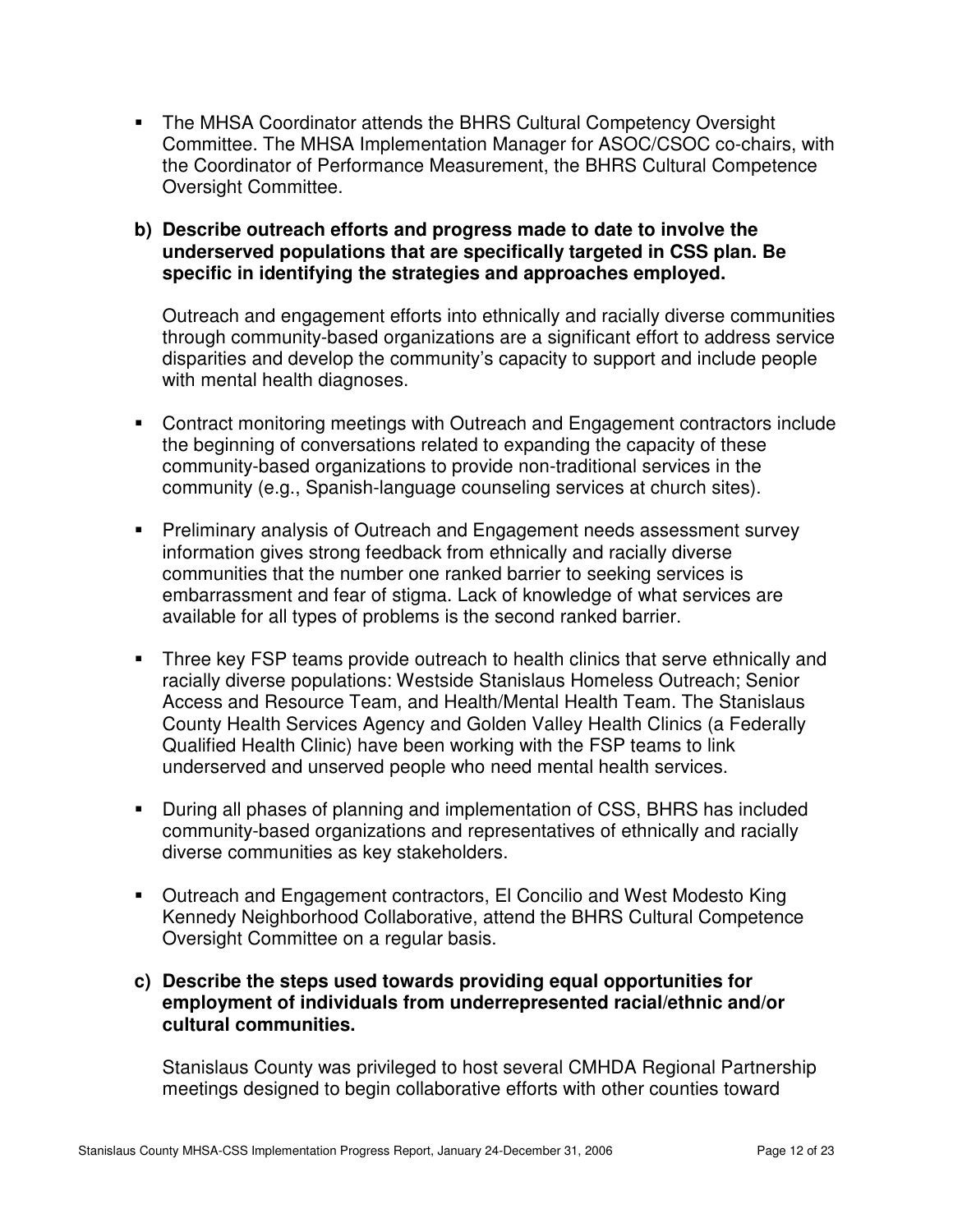- The MHSA Coordinator attends the BHRS Cultural Competency Oversight Committee. The MHSA Implementation Manager for ASOC/CSOC co-chairs, with the Coordinator of Performance Measurement, the BHRS Cultural Competence Oversight Committee.

**b) Describe outreach efforts and progress made to date to involve the underserved populations that are specifically targeted in CSS plan. Be specific in identifying the strategies and approaches employed.**

Outreach and engagement efforts into ethnically and racially diverse communities through community-based organizations are a significant effort to address service disparities and develop the community's capacity to support and include people with mental health diagnoses.

- Contract monitoring meetings with Outreach and Engagement contractors include the beginning of conversations related to expanding the capacity of these community-based organizations to provide non-traditional services in the community (e.g., Spanish-language counseling services at church sites).
- Preliminary analysis of Outreach and Engagement needs assessment survey information gives strong feedback from ethnically and racially diverse communities that the number one ranked barrier to seeking services is embarrassment and fear of stigma. Lack of knowledge of what services are available for all types of problems is the second ranked barrier.
- Three key FSP teams provide outreach to health clinics that serve ethnically and racially diverse populations: Westside Stanislaus Homeless Outreach; Senior Access and Resource Team, and Health/Mental Health Team. The Stanislaus County Health Services Agency and Golden Valley Health Clinics (a Federally Qualified Health Clinic) have been working with the FSP teams to link underserved and unserved people who need mental health services.
- During all phases of planning and implementation of CSS, BHRS has included community-based organizations and representatives of ethnically and racially diverse communities as key stakeholders.
- Outreach and Engagement contractors, El Concilio and West Modesto King Kennedy Neighborhood Collaborative, attend the BHRS Cultural Competence Oversight Committee on a regular basis.

**c) Describe the steps used towards providing equal opportunities for employment of individuals from underrepresented racial/ethnic and/or cultural communities.**

Stanislaus County was privileged to host several CMHDA Regional Partnership meetings designed to begin collaborative efforts with other counties toward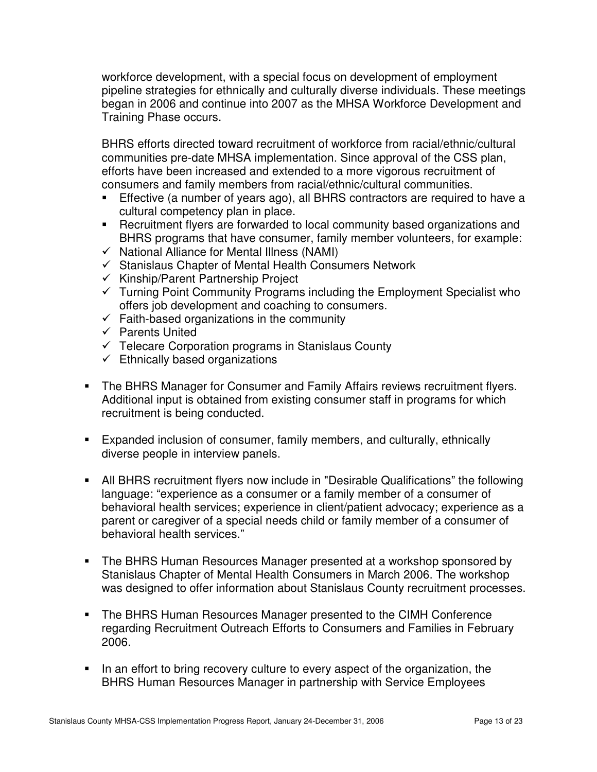workforce development, with a special focus on development of employment pipeline strategies for ethnically and culturally diverse individuals. These meetings began in 2006 and continue into 2007 as the MHSA Workforce Development and Training Phase occurs.

BHRS efforts directed toward recruitment of workforce from racial/ethnic/cultural communities pre-date MHSA implementation. Since approval of the CSS plan, efforts have been increased and extended to a more vigorous recruitment of consumers and family members from racial/ethnic/cultural communities.

- Effective (a number of years ago), all BHRS contractors are required to have a cultural competency plan in place.
- Recruitment flyers are forwarded to local community based organizations and BHRS programs that have consumer, family member volunteers, for example:
  - ✓ National Alliance for Mental Illness (NAMI)
  - ✓ Stanislaus Chapter of Mental Health Consumers Network
  - ✓ Kinship/Parent Partnership Project
  - ✓ Turning Point Community Programs including the Employment Specialist who offers job development and coaching to consumers.
  - ✓ Faith-based organizations in the community
  - ✓ Parents United
  - ✓ Telecare Corporation programs in Stanislaus County
  - ✓ Ethnically based organizations

- The BHRS Manager for Consumer and Family Affairs reviews recruitment flyers. Additional input is obtained from existing consumer staff in programs for which recruitment is being conducted.

- Expanded inclusion of consumer, family members, and culturally, ethnically diverse people in interview panels.

- All BHRS recruitment flyers now include in "Desirable Qualifications" the following language: "experience as a consumer or a family member of a consumer of behavioral health services; experience in client/patient advocacy; experience as a parent or caregiver of a special needs child or family member of a consumer of behavioral health services."

- The BHRS Human Resources Manager presented at a workshop sponsored by Stanislaus Chapter of Mental Health Consumers in March 2006. The workshop was designed to offer information about Stanislaus County recruitment processes.

- The BHRS Human Resources Manager presented to the CIMH Conference regarding Recruitment Outreach Efforts to Consumers and Families in February 2006.

- In an effort to bring recovery culture to every aspect of the organization, the BHRS Human Resources Manager in partnership with Service Employees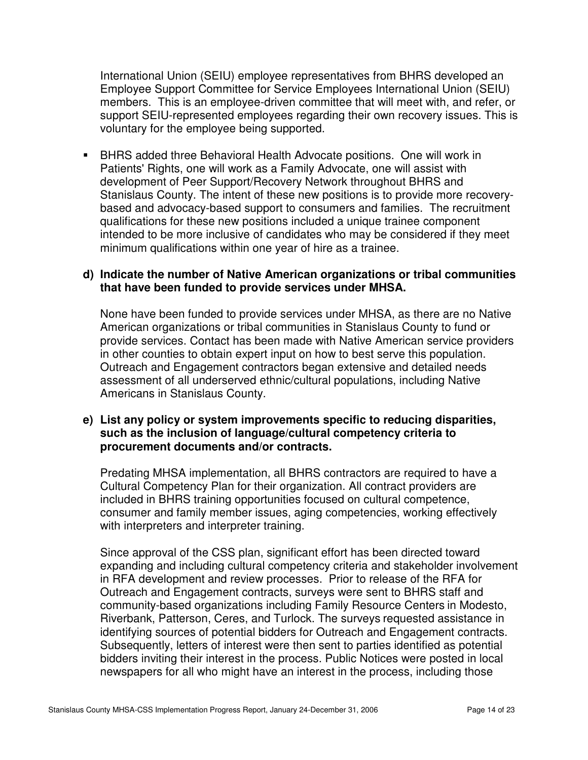International Union (SEIU) employee representatives from BHRS developed an Employee Support Committee for Service Employees International Union (SEIU) members. This is an employee-driven committee that will meet with, and refer, or support SEIU-represented employees regarding their own recovery issues. This is voluntary for the employee being supported.

- BHRS added three Behavioral Health Advocate positions. One will work in Patients' Rights, one will work as a Family Advocate, one will assist with development of Peer Support/Recovery Network throughout BHRS and Stanislaus County. The intent of these new positions is to provide more recovery-based and advocacy-based support to consumers and families. The recruitment qualifications for these new positions included a unique trainee component intended to be more inclusive of candidates who may be considered if they meet minimum qualifications within one year of hire as a trainee.

**d) Indicate the number of Native American organizations or tribal communities that have been funded to provide services under MHSA.**

None have been funded to provide services under MHSA, as there are no Native American organizations or tribal communities in Stanislaus County to fund or provide services. Contact has been made with Native American service providers in other counties to obtain expert input on how to best serve this population. Outreach and Engagement contractors began extensive and detailed needs assessment of all underserved ethnic/cultural populations, including Native Americans in Stanislaus County.

**e) List any policy or system improvements specific to reducing disparities, such as the inclusion of language/cultural competency criteria to procurement documents and/or contracts.**

Predating MHSA implementation, all BHRS contractors are required to have a Cultural Competency Plan for their organization. All contract providers are included in BHRS training opportunities focused on cultural competence, consumer and family member issues, aging competencies, working effectively with interpreters and interpreter training.

Since approval of the CSS plan, significant effort has been directed toward expanding and including cultural competency criteria and stakeholder involvement in RFA development and review processes. Prior to release of the RFA for Outreach and Engagement contracts, surveys were sent to BHRS staff and community-based organizations including Family Resource Centers in Modesto, Riverbank, Patterson, Ceres, and Turlock. The surveys requested assistance in identifying sources of potential bidders for Outreach and Engagement contracts. Subsequently, letters of interest were then sent to parties identified as potential bidders inviting their interest in the process. Public Notices were posted in local newspapers for all who might have an interest in the process, including those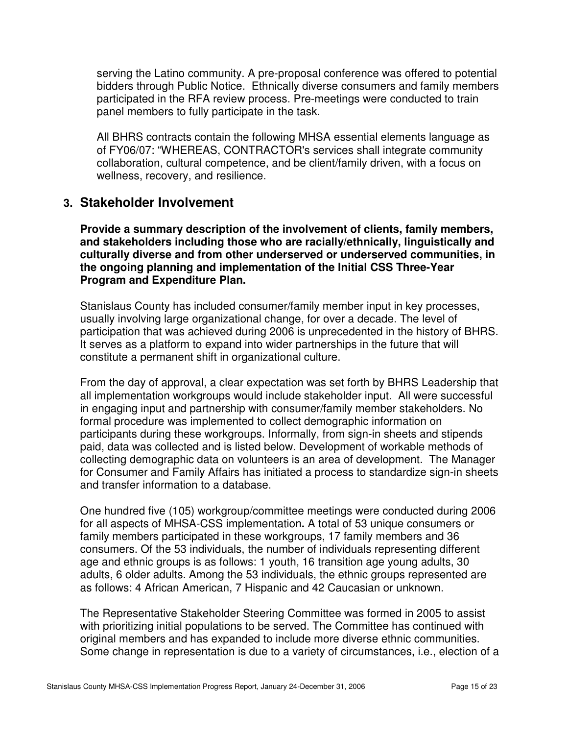serving the Latino community. A pre-proposal conference was offered to potential bidders through Public Notice. Ethnically diverse consumers and family members participated in the RFA review process. Pre-meetings were conducted to train panel members to fully participate in the task.

All BHRS contracts contain the following MHSA essential elements language as of FY06/07: "WHEREAS, CONTRACTOR's services shall integrate community collaboration, cultural competence, and be client/family driven, with a focus on wellness, recovery, and resilience.

## 3. Stakeholder Involvement

**Provide a summary description of the involvement of clients, family members, and stakeholders including those who are racially/ethnically, linguistically and culturally diverse and from other underserved or underserved communities, in the ongoing planning and implementation of the Initial CSS Three-Year Program and Expenditure Plan.**

Stanislaus County has included consumer/family member input in key processes, usually involving large organizational change, for over a decade. The level of participation that was achieved during 2006 is unprecedented in the history of BHRS. It serves as a platform to expand into wider partnerships in the future that will constitute a permanent shift in organizational culture.

From the day of approval, a clear expectation was set forth by BHRS Leadership that all implementation workgroups would include stakeholder input. All were successful in engaging input and partnership with consumer/family member stakeholders. No formal procedure was implemented to collect demographic information on participants during these workgroups. Informally, from sign-in sheets and stipends paid, data was collected and is listed below. Development of workable methods of collecting demographic data on volunteers is an area of development. The Manager for Consumer and Family Affairs has initiated a process to standardize sign-in sheets and transfer information to a database.

One hundred five (105) workgroup/committee meetings were conducted during 2006 for all aspects of MHSA-CSS implementation**.** A total of 53 unique consumers or family members participated in these workgroups, 17 family members and 36 consumers. Of the 53 individuals, the number of individuals representing different age and ethnic groups is as follows: 1 youth, 16 transition age young adults, 30 adults, 6 older adults. Among the 53 individuals, the ethnic groups represented are as follows: 4 African American, 7 Hispanic and 42 Caucasian or unknown.

The Representative Stakeholder Steering Committee was formed in 2005 to assist with prioritizing initial populations to be served. The Committee has continued with original members and has expanded to include more diverse ethnic communities. Some change in representation is due to a variety of circumstances, i.e., election of a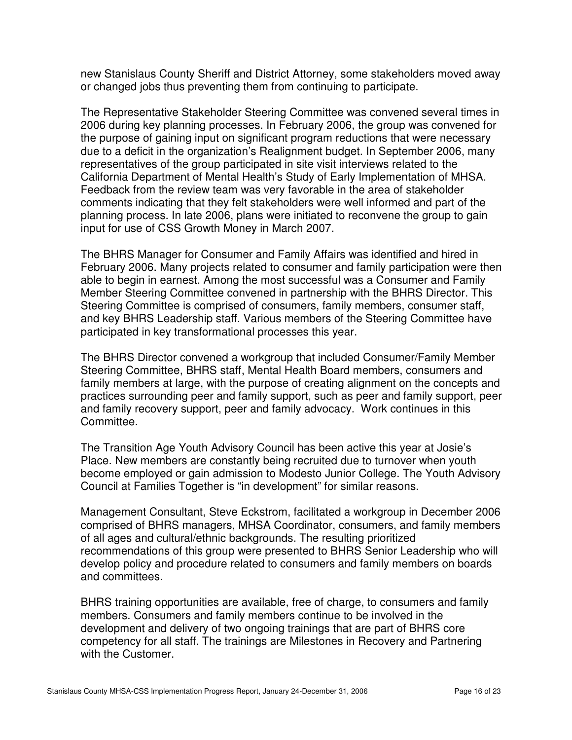new Stanislaus County Sheriff and District Attorney, some stakeholders moved away or changed jobs thus preventing them from continuing to participate.

The Representative Stakeholder Steering Committee was convened several times in 2006 during key planning processes. In February 2006, the group was convened for the purpose of gaining input on significant program reductions that were necessary due to a deficit in the organization's Realignment budget. In September 2006, many representatives of the group participated in site visit interviews related to the California Department of Mental Health's Study of Early Implementation of MHSA. Feedback from the review team was very favorable in the area of stakeholder comments indicating that they felt stakeholders were well informed and part of the planning process. In late 2006, plans were initiated to reconvene the group to gain input for use of CSS Growth Money in March 2007.

The BHRS Manager for Consumer and Family Affairs was identified and hired in February 2006. Many projects related to consumer and family participation were then able to begin in earnest. Among the most successful was a Consumer and Family Member Steering Committee convened in partnership with the BHRS Director. This Steering Committee is comprised of consumers, family members, consumer staff, and key BHRS Leadership staff. Various members of the Steering Committee have participated in key transformational processes this year.

The BHRS Director convened a workgroup that included Consumer/Family Member Steering Committee, BHRS staff, Mental Health Board members, consumers and family members at large, with the purpose of creating alignment on the concepts and practices surrounding peer and family support, such as peer and family support, peer and family recovery support, peer and family advocacy. Work continues in this Committee.

The Transition Age Youth Advisory Council has been active this year at Josie's Place. New members are constantly being recruited due to turnover when youth become employed or gain admission to Modesto Junior College. The Youth Advisory Council at Families Together is "in development" for similar reasons.

Management Consultant, Steve Eckstrom, facilitated a workgroup in December 2006 comprised of BHRS managers, MHSA Coordinator, consumers, and family members of all ages and cultural/ethnic backgrounds. The resulting prioritized recommendations of this group were presented to BHRS Senior Leadership who will develop policy and procedure related to consumers and family members on boards and committees.

BHRS training opportunities are available, free of charge, to consumers and family members. Consumers and family members continue to be involved in the development and delivery of two ongoing trainings that are part of BHRS core competency for all staff. The trainings are Milestones in Recovery and Partnering with the Customer.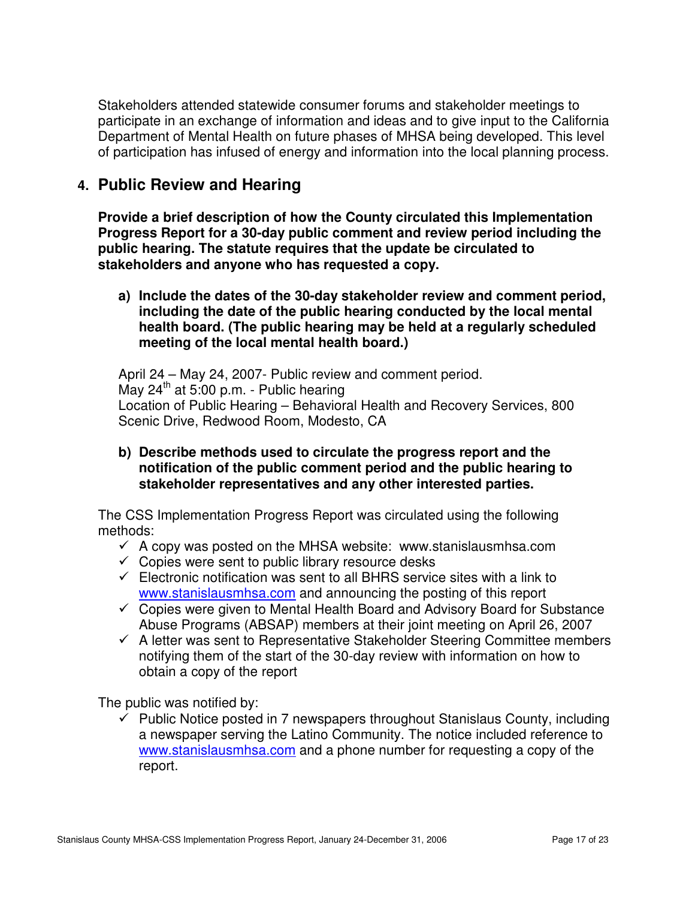Stakeholders attended statewide consumer forums and stakeholder meetings to participate in an exchange of information and ideas and to give input to the California Department of Mental Health on future phases of MHSA being developed. This level of participation has infused of energy and information into the local planning process.

## 4. Public Review and Hearing

**Provide a brief description of how the County circulated this Implementation Progress Report for a 30-day public comment and review period including the public hearing. The statute requires that the update be circulated to stakeholders and anyone who has requested a copy.**

**a) Include the dates of the 30-day stakeholder review and comment period, including the date of the public hearing conducted by the local mental health board. (The public hearing may be held at a regularly scheduled meeting of the local mental health board.)**

April 24 – May 24, 2007- Public review and comment period.
May 24th at 5:00 p.m. - Public hearing
Location of Public Hearing – Behavioral Health and Recovery Services, 800 Scenic Drive, Redwood Room, Modesto, CA

**b) Describe methods used to circulate the progress report and the notification of the public comment period and the public hearing to stakeholder representatives and any other interested parties.**

The CSS Implementation Progress Report was circulated using the following methods:

- ✓ A copy was posted on the MHSA website: www.stanislausmhsa.com
- ✓ Copies were sent to public library resource desks
- ✓ Electronic notification was sent to all BHRS service sites with a link to www.stanislausmhsa.com and announcing the posting of this report
- ✓ Copies were given to Mental Health Board and Advisory Board for Substance Abuse Programs (ABSAP) members at their joint meeting on April 26, 2007
- ✓ A letter was sent to Representative Stakeholder Steering Committee members notifying them of the start of the 30-day review with information on how to obtain a copy of the report

The public was notified by:

- ✓ Public Notice posted in 7 newspapers throughout Stanislaus County, including a newspaper serving the Latino Community. The notice included reference to www.stanislausmhsa.com and a phone number for requesting a copy of the report.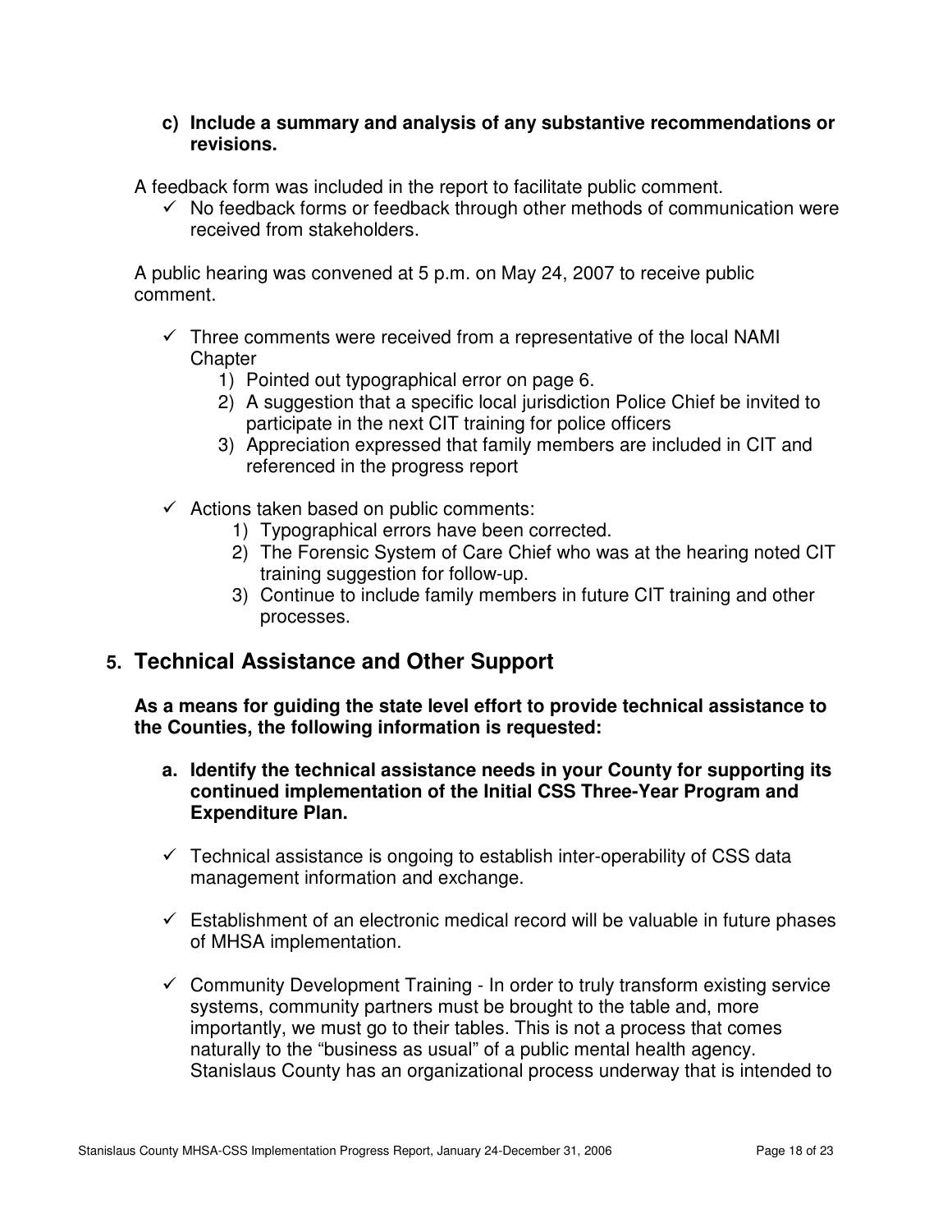**c) Include a summary and analysis of any substantive recommendations or revisions.**

A feedback form was included in the report to facilitate public comment.

- ✓ No feedback forms or feedback through other methods of communication were received from stakeholders.

A public hearing was convened at 5 p.m. on May 24, 2007 to receive public comment.

- ✓ Three comments were received from a representative of the local NAMI Chapter
  1) Pointed out typographical error on page 6.
  2) A suggestion that a specific local jurisdiction Police Chief be invited to participate in the next CIT training for police officers
  3) Appreciation expressed that family members are included in CIT and referenced in the progress report

- ✓ Actions taken based on public comments:
  1) Typographical errors have been corrected.
  2) The Forensic System of Care Chief who was at the hearing noted CIT training suggestion for follow-up.
  3) Continue to include family members in future CIT training and other processes.

## 5. Technical Assistance and Other Support

**As a means for guiding the state level effort to provide technical assistance to the Counties, the following information is requested:**

**a. Identify the technical assistance needs in your County for supporting its continued implementation of the Initial CSS Three-Year Program and Expenditure Plan.**

- ✓ Technical assistance is ongoing to establish inter-operability of CSS data management information and exchange.

- ✓ Establishment of an electronic medical record will be valuable in future phases of MHSA implementation.

- ✓ Community Development Training - In order to truly transform existing service systems, community partners must be brought to the table and, more importantly, we must go to their tables. This is not a process that comes naturally to the "business as usual" of a public mental health agency. Stanislaus County has an organizational process underway that is intended to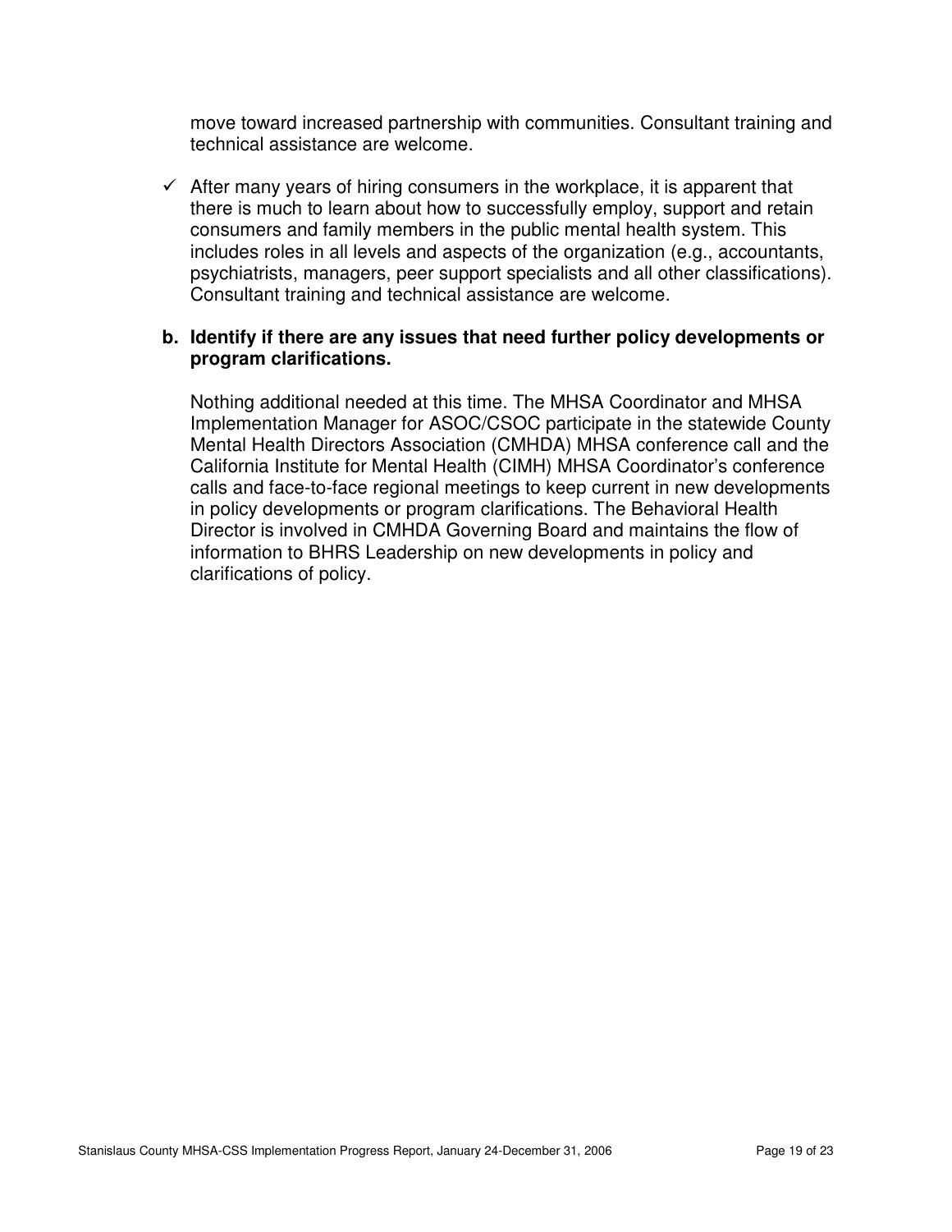move toward increased partnership with communities. Consultant training and technical assistance are welcome.

- ✓ After many years of hiring consumers in the workplace, it is apparent that there is much to learn about how to successfully employ, support and retain consumers and family members in the public mental health system. This includes roles in all levels and aspects of the organization (e.g., accountants, psychiatrists, managers, peer support specialists and all other classifications). Consultant training and technical assistance are welcome.

**b. Identify if there are any issues that need further policy developments or program clarifications.**

Nothing additional needed at this time. The MHSA Coordinator and MHSA Implementation Manager for ASOC/CSOC participate in the statewide County Mental Health Directors Association (CMHDA) MHSA conference call and the California Institute for Mental Health (CIMH) MHSA Coordinator's conference calls and face-to-face regional meetings to keep current in new developments in policy developments or program clarifications. The Behavioral Health Director is involved in CMHDA Governing Board and maintains the flow of information to BHRS Leadership on new developments in policy and clarifications of policy.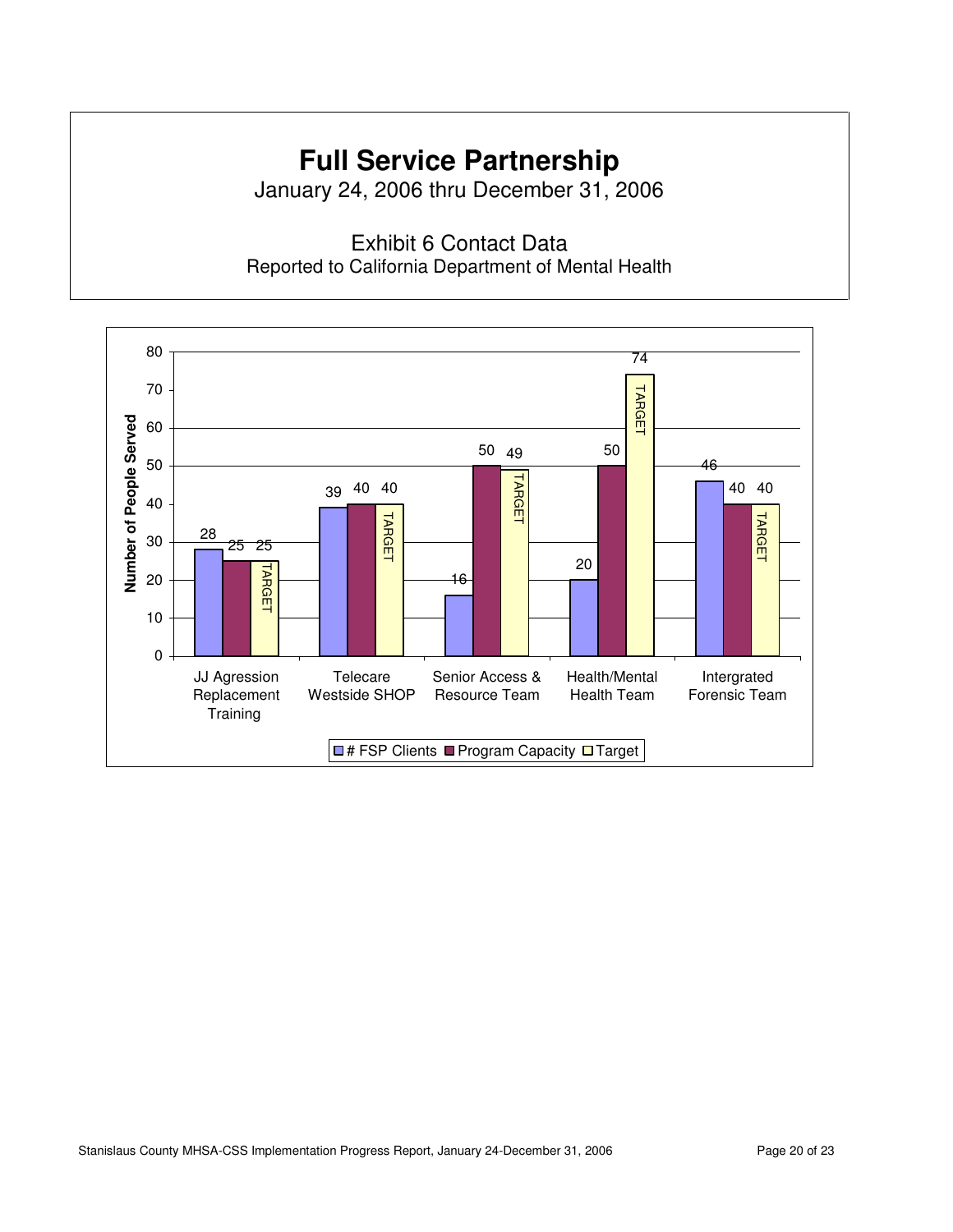# Full Service Partnership

January 24, 2006 thru December 31, 2006

Exhibit 6 Contact Data

Reported to California Department of Mental Health

| | # FSP Clients | Program Capacity | Target |
|---|---|---|---|
| JJ Agression Replacement Training | 28 | 25 | 25 |
| Telecare Westside SHOP | 39 | 40 | 40 |
| Senior Access & Resource Team | 16 | 50 | 49 |
| Health/Mental Health Team | 20 | 50 | 74 |
| Intergrated Forensic Team | 46 | 40 | 40 |

Number of People Served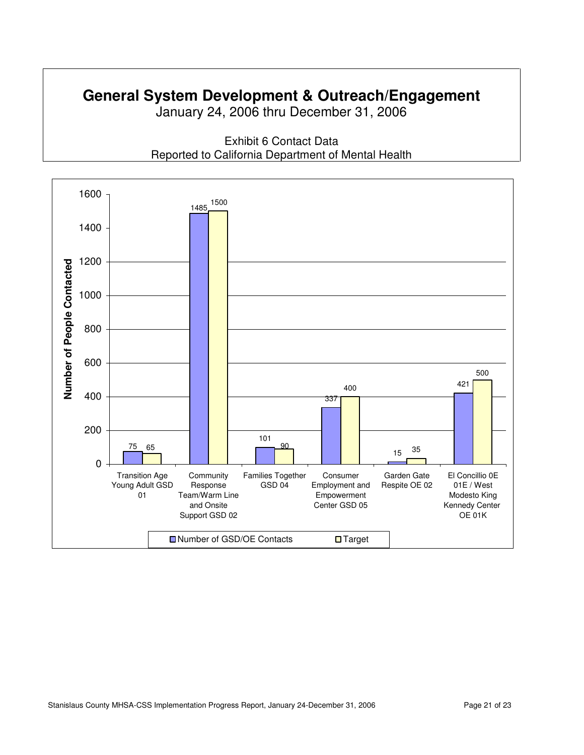# General System Development & Outreach/Engagement

January 24, 2006 thru December 31, 2006

Exhibit 6 Contact Data
Reported to California Department of Mental Health

| Program | Number of GSD/OE Contacts | Target |
| --- | --- | --- |
| Transition Age Young Adult GSD 01 | 75 | 65 |
| Community Response Team/Warm Line and Onsite Support GSD 02 | 1485 | 1500 |
| Families Together GSD 04 | 101 | 90 |
| Consumer Employment and Empowerment Center GSD 05 | 337 | 400 |
| Garden Gate Respite OE 02 | 15 | 35 |
| El Concillio 0E 01E / West Modesto King Kennedy Center OE 01K | 421 | 500 |

Y-axis: Number of People Contacted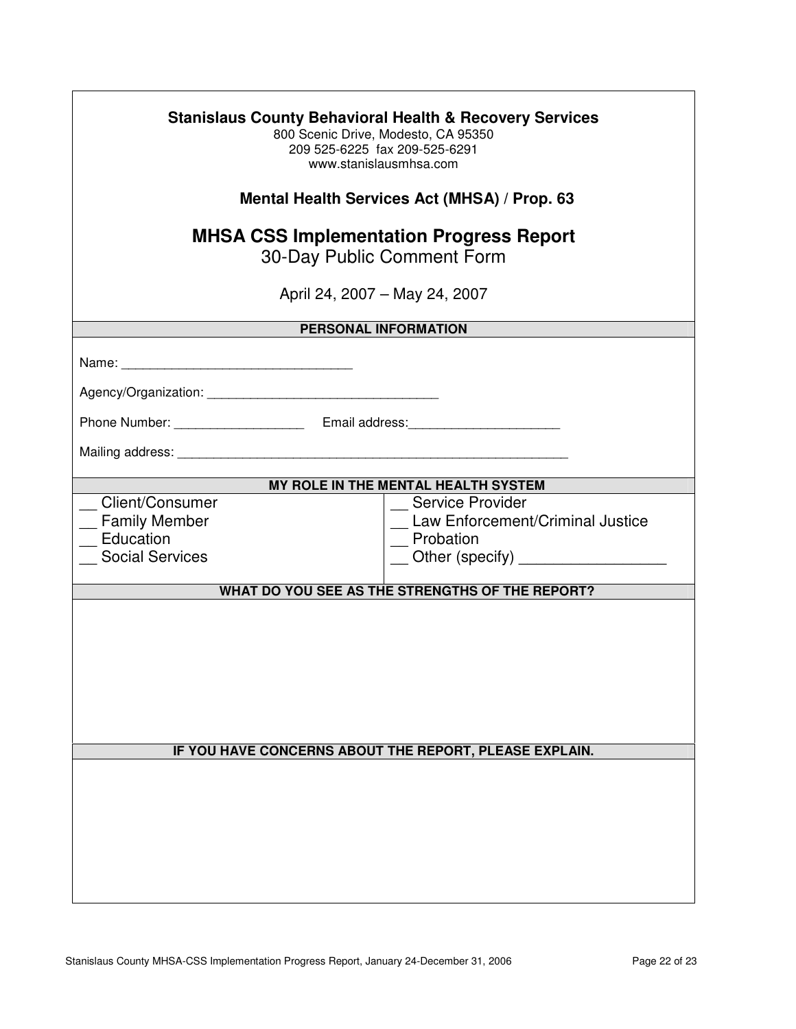**Stanislaus County Behavioral Health & Recovery Services**

800 Scenic Drive, Modesto, CA 95350
209 525-6225 fax 209-525-6291
www.stanislausmhsa.com

**Mental Health Services Act (MHSA) / Prop. 63**

## MHSA CSS Implementation Progress Report

30-Day Public Comment Form

April 24, 2007 – May 24, 2007

**PERSONAL INFORMATION**

Name: _______________________________

Agency/Organization: _______________________________

Phone Number: _________________ Email address:____________________

Mailing address: _____________________________________________________

**MY ROLE IN THE MENTAL HEALTH SYSTEM**

| | |
|---|---|
| __ Client/Consumer | __ Service Provider |
| __ Family Member | __ Law Enforcement/Criminal Justice |
| __ Education | __ Probation |
| __ Social Services | __ Other (specify) ________________ |

**WHAT DO YOU SEE AS THE STRENGTHS OF THE REPORT?**

**IF YOU HAVE CONCERNS ABOUT THE REPORT, PLEASE EXPLAIN.**